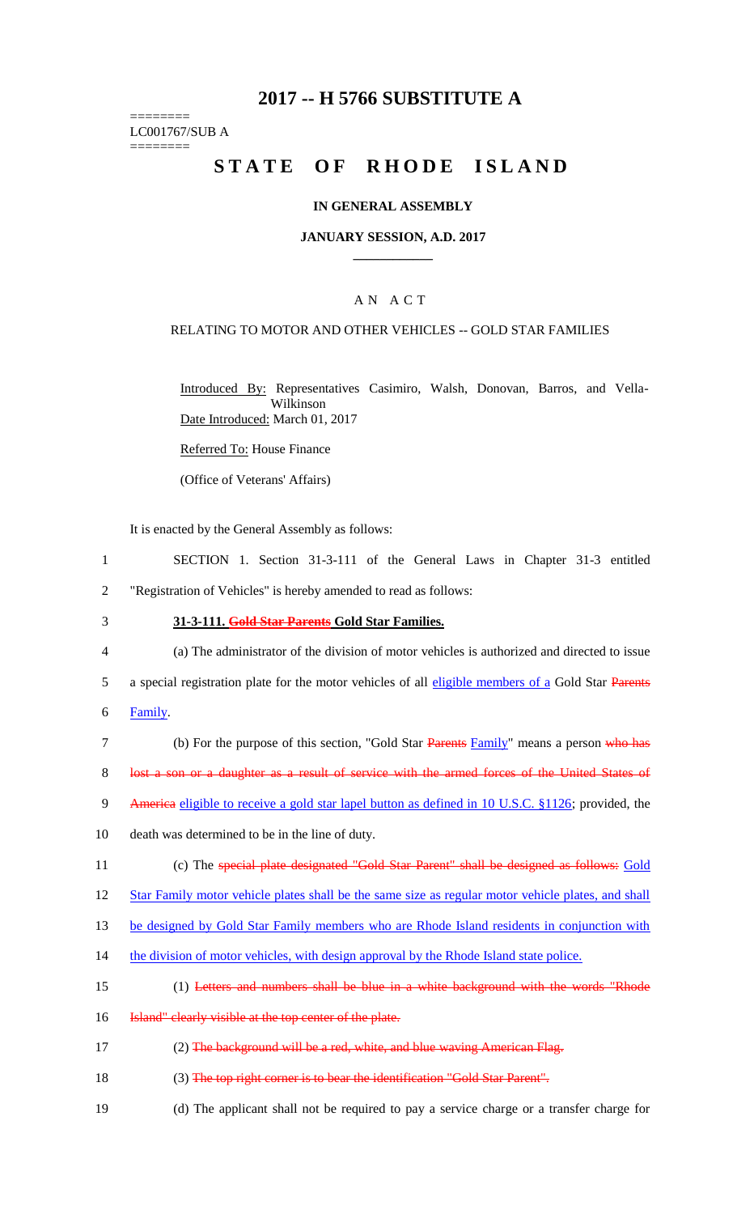# 2017 -- H 5766 SUBSTITUTE A

========
LC001767/SUB A
========

# STATE OF RHODE ISLAND

**IN GENERAL ASSEMBLY**

**JANUARY SESSION, A.D. 2017**

---

A N A C T

RELATING TO MOTOR AND OTHER VEHICLES -- GOLD STAR FAMILIES

Introduced By: Representatives Casimiro, Walsh, Donovan, Barros, and Vella-Wilkinson
Date Introduced: March 01, 2017

Referred To: House Finance

(Office of Veterans' Affairs)

It is enacted by the General Assembly as follows:

1 SECTION 1. Section 31-3-111 of the General Laws in Chapter 31-3 entitled
2 "Registration of Vehicles" is hereby amended to read as follows:

3 **31-3-111. ~~Gold Star Parents~~ Gold Star Families.**

4 (a) The administrator of the division of motor vehicles is authorized and directed to issue
5 a special registration plate for the motor vehicles of all eligible members of a Gold Star ~~Parents~~
6 Family.

7 (b) For the purpose of this section, "Gold Star ~~Parents~~ Family" means a person ~~who has~~
8 ~~lost a son or a daughter as a result of service with the armed forces of the United States of~~
9 ~~America~~ eligible to receive a gold star lapel button as defined in 10 U.S.C. §1126; provided, the
10 death was determined to be in the line of duty.

11 (c) The ~~special plate designated "Gold Star Parent" shall be designed as follows:~~ Gold
12 Star Family motor vehicle plates shall be the same size as regular motor vehicle plates, and shall
13 be designed by Gold Star Family members who are Rhode Island residents in conjunction with
14 the division of motor vehicles, with design approval by the Rhode Island state police.

15 (1) ~~Letters and numbers shall be blue in a white background with the words "Rhode~~
16 ~~Island" clearly visible at the top center of the plate.~~

17 (2) ~~The background will be a red, white, and blue waving American Flag.~~

18 (3) ~~The top right corner is to bear the identification "Gold Star Parent".~~

19 (d) The applicant shall not be required to pay a service charge or a transfer charge for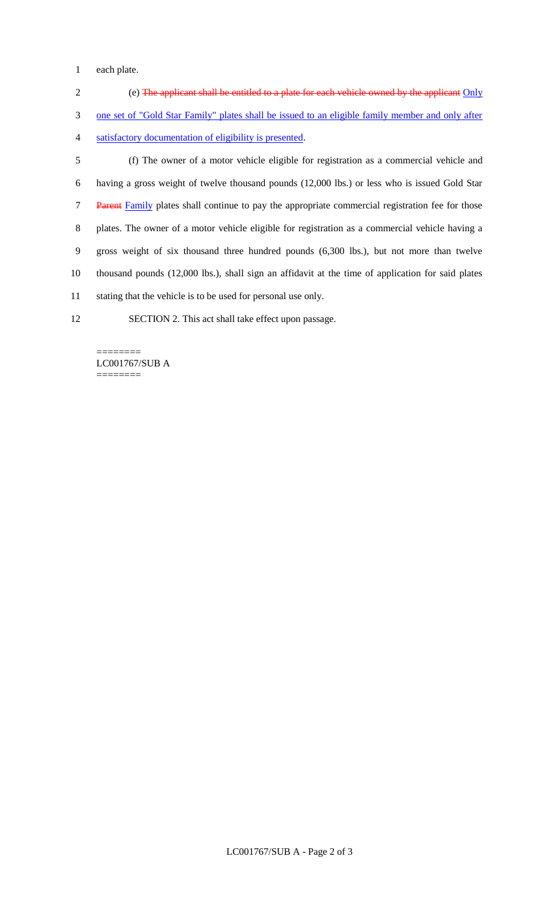each plate.

(e) ~~The applicant shall be entitled to a plate for each vehicle owned by the applicant~~ Only one set of "Gold Star Family" plates shall be issued to an eligible family member and only after satisfactory documentation of eligibility is presented.

(f) The owner of a motor vehicle eligible for registration as a commercial vehicle and having a gross weight of twelve thousand pounds (12,000 lbs.) or less who is issued Gold Star ~~Parent~~ Family plates shall continue to pay the appropriate commercial registration fee for those plates. The owner of a motor vehicle eligible for registration as a commercial vehicle having a gross weight of six thousand three hundred pounds (6,300 lbs.), but not more than twelve thousand pounds (12,000 lbs.), shall sign an affidavit at the time of application for said plates stating that the vehicle is to be used for personal use only.

SECTION 2. This act shall take effect upon passage.

========
LC001767/SUB A
========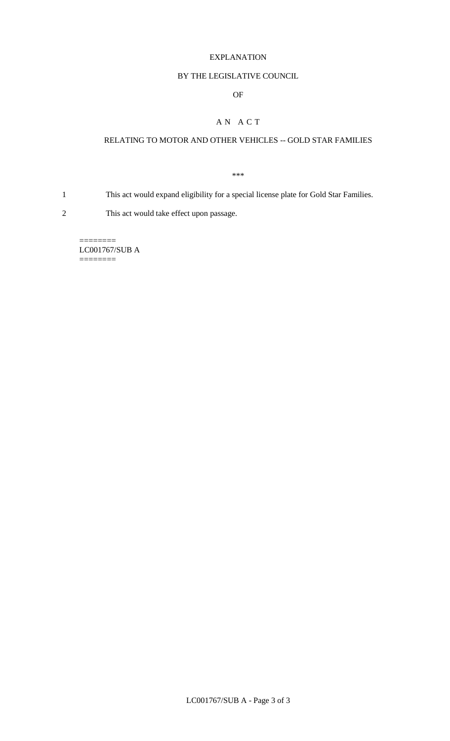EXPLANATION

BY THE LEGISLATIVE COUNCIL

OF

A N A C T

RELATING TO MOTOR AND OTHER VEHICLES -- GOLD STAR FAMILIES

\*\*\*

1 This act would expand eligibility for a special license plate for Gold Star Families.

2 This act would take effect upon passage.

========
LC001767/SUB A
========